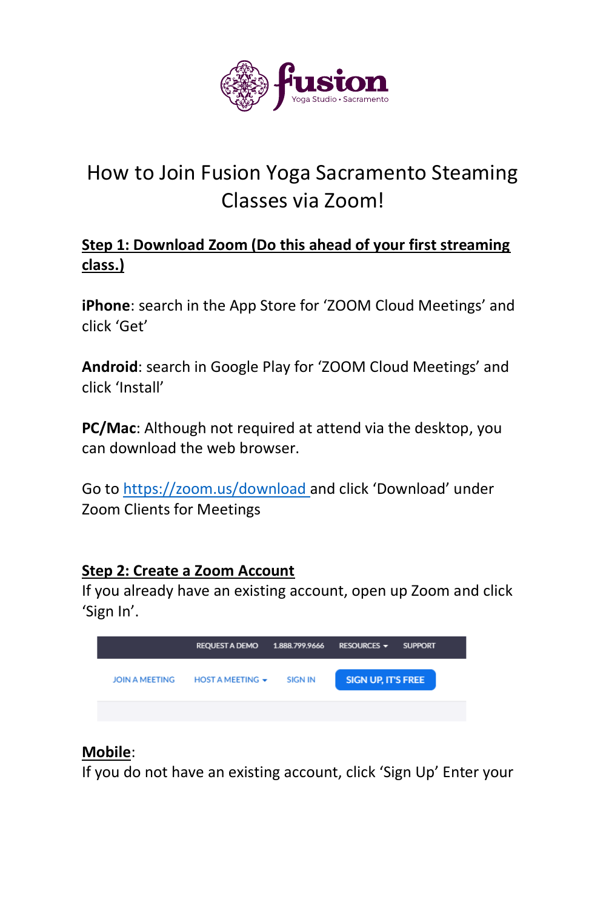# How to Join Fusion Yoga Sacramento Steaming Classes via Zoom!

**<u>Step 1: Download Zoom (Do this ahead of your first streaming class.)</u>**

**iPhone**: search in the App Store for 'ZOOM Cloud Meetings' and click 'Get'

**Android**: search in Google Play for 'ZOOM Cloud Meetings' and click 'Install'

**PC/Mac**: Although not required at attend via the desktop, you can download the web browser.

Go to [https://zoom.us/download](https://zoom.us/download) and click 'Download' under Zoom Clients for Meetings

**<u>Step 2: Create a Zoom Account</u>**

If you already have an existing account, open up Zoom and click 'Sign In'.

REQUEST A DEMO 1.888.799.9666 RESOURCES SUPPORT

JOIN A MEETING HOST A MEETING SIGN IN SIGN UP, IT'S FREE

**<u>Mobile</u>**:

If you do not have an existing account, click 'Sign Up' Enter your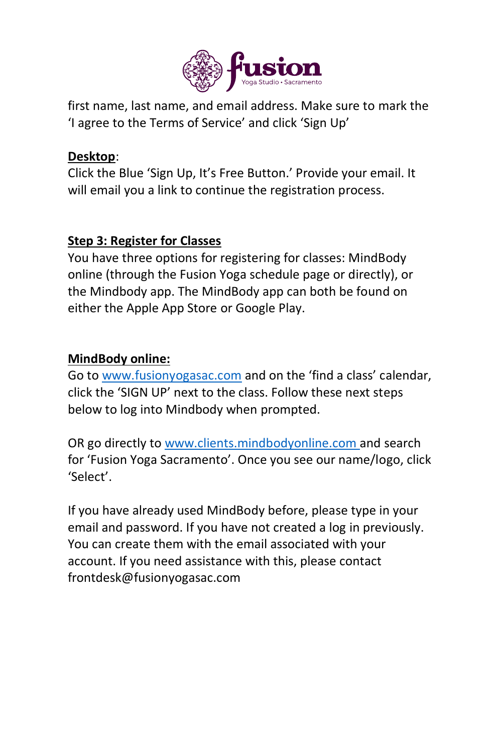first name, last name, and email address. Make sure to mark the 'I agree to the Terms of Service' and click 'Sign Up'

**Desktop**:
Click the Blue 'Sign Up, It's Free Button.' Provide your email. It will email you a link to continue the registration process.

**Step 3: Register for Classes**

You have three options for registering for classes: MindBody online (through the Fusion Yoga schedule page or directly), or the Mindbody app. The MindBody app can both be found on either the Apple App Store or Google Play.

**MindBody online:**

Go to [www.fusionyogasac.com](http://www.fusionyogasac.com) and on the 'find a class' calendar, click the 'SIGN UP' next to the class. Follow these next steps below to log into Mindbody when prompted.

OR go directly to [www.clients.mindbodyonline.com](http://www.clients.mindbodyonline.com) and search for 'Fusion Yoga Sacramento'. Once you see our name/logo, click 'Select'.

If you have already used MindBody before, please type in your email and password. If you have not created a log in previously. You can create them with the email associated with your account. If you need assistance with this, please contact frontdesk@fusionyogasac.com